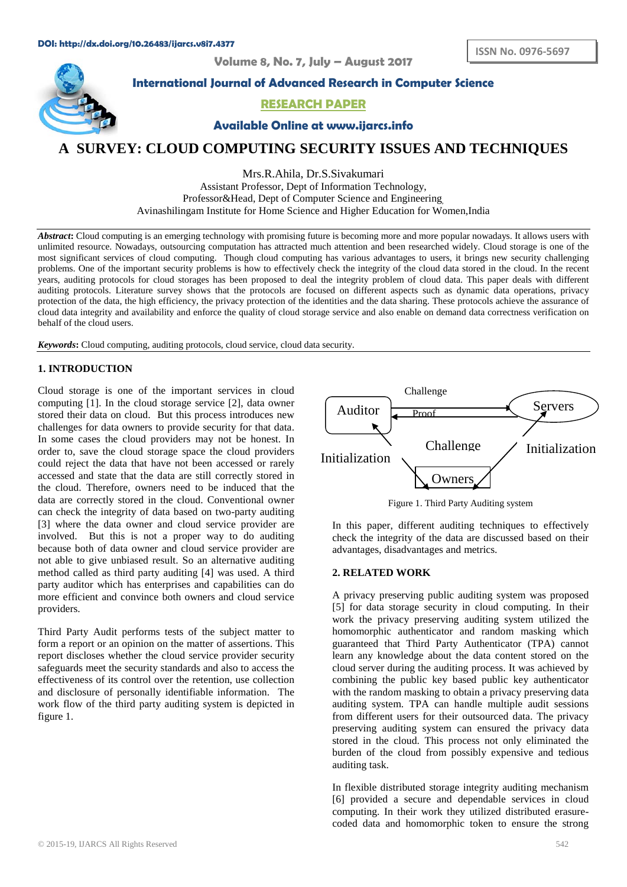DOI: http://dx.doi.org/10.26483/ijarcs.v8i7.4377

ISSN No. 0976-5697

Volume 8, No. 7, July – August 2017

International Journal of Advanced Research in Computer Science

RESEARCH PAPER

Available Online at www.ijarcs.info

# A SURVEY: CLOUD COMPUTING SECURITY ISSUES AND TECHNIQUES

Mrs.R.Ahila, Dr.S.Sivakumari
Assistant Professor, Dept of Information Technology,
Professor&Head, Dept of Computer Science and Engineering
Avinashilingam Institute for Home Science and Higher Education for Women,India

***Abstract*:** Cloud computing is an emerging technology with promising future is becoming more and more popular nowadays. It allows users with unlimited resource. Nowadays, outsourcing computation has attracted much attention and been researched widely. Cloud storage is one of the most significant services of cloud computing. Though cloud computing has various advantages to users, it brings new security challenging problems. One of the important security problems is how to effectively check the integrity of the cloud data stored in the cloud. In the recent years, auditing protocols for cloud storages has been proposed to deal the integrity problem of cloud data. This paper deals with different auditing protocols. Literature survey shows that the protocols are focused on different aspects such as dynamic data operations, privacy protection of the data, the high efficiency, the privacy protection of the identities and the data sharing. These protocols achieve the assurance of cloud data integrity and availability and enforce the quality of cloud storage service and also enable on demand data correctness verification on behalf of the cloud users.

***Keywords*:** Cloud computing, auditing protocols, cloud service, cloud data security.

## 1. INTRODUCTION

Cloud storage is one of the important services in cloud computing [1]. In the cloud storage service [2], data owner stored their data on cloud. But this process introduces new challenges for data owners to provide security for that data. In some cases the cloud providers may not be honest. In order to, save the cloud storage space the cloud providers could reject the data that have not been accessed or rarely accessed and state that the data are still correctly stored in the cloud. Therefore, owners need to be induced that the data are correctly stored in the cloud. Conventional owner can check the integrity of data based on two-party auditing [3] where the data owner and cloud service provider are involved. But this is not a proper way to do auditing because both of data owner and cloud service provider are not able to give unbiased result. So an alternative auditing method called as third party auditing [4] was used. A third party auditor which has enterprises and capabilities can do more efficient and convince both owners and cloud service providers.

Third Party Audit performs tests of the subject matter to form a report or an opinion on the matter of assertions. This report discloses whether the cloud service provider security safeguards meet the security standards and also to access the effectiveness of its control over the retention, use collection and disclosure of personally identifiable information. The work flow of the third party auditing system is depicted in figure 1.

Figure 1. Third Party Auditing system

In this paper, different auditing techniques to effectively check the integrity of the data are discussed based on their advantages, disadvantages and metrics.

## 2. RELATED WORK

A privacy preserving public auditing system was proposed [5] for data storage security in cloud computing. In their work the privacy preserving auditing system utilized the homomorphic authenticator and random masking which guaranteed that Third Party Authenticator (TPA) cannot learn any knowledge about the data content stored on the cloud server during the auditing process. It was achieved by combining the public key based public key authenticator with the random masking to obtain a privacy preserving data auditing system. TPA can handle multiple audit sessions from different users for their outsourced data. The privacy preserving auditing system can ensured the privacy data stored in the cloud. This process not only eliminated the burden of the cloud from possibly expensive and tedious auditing task.

In flexible distributed storage integrity auditing mechanism [6] provided a secure and dependable services in cloud computing. In their work they utilized distributed erasure-coded data and homomorphic token to ensure the strong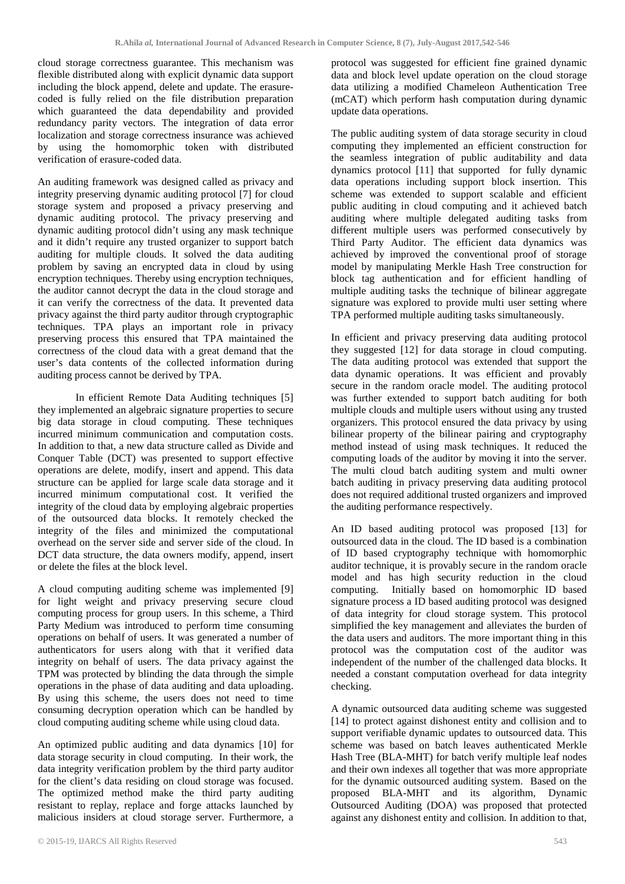cloud storage correctness guarantee. This mechanism was flexible distributed along with explicit dynamic data support including the block append, delete and update. The erasure-coded is fully relied on the file distribution preparation which guaranteed the data dependability and provided redundancy parity vectors. The integration of data error localization and storage correctness insurance was achieved by using the homomorphic token with distributed verification of erasure-coded data.

An auditing framework was designed called as privacy and integrity preserving dynamic auditing protocol [7] for cloud storage system and proposed a privacy preserving and dynamic auditing protocol. The privacy preserving and dynamic auditing protocol didn't using any mask technique and it didn't require any trusted organizer to support batch auditing for multiple clouds. It solved the data auditing problem by saving an encrypted data in cloud by using encryption techniques. Thereby using encryption techniques, the auditor cannot decrypt the data in the cloud storage and it can verify the correctness of the data. It prevented data privacy against the third party auditor through cryptographic techniques. TPA plays an important role in privacy preserving process this ensured that TPA maintained the correctness of the cloud data with a great demand that the user's data contents of the collected information during auditing process cannot be derived by TPA.

In efficient Remote Data Auditing techniques [5] they implemented an algebraic signature properties to secure big data storage in cloud computing. These techniques incurred minimum communication and computation costs. In addition to that, a new data structure called as Divide and Conquer Table (DCT) was presented to support effective operations are delete, modify, insert and append. This data structure can be applied for large scale data storage and it incurred minimum computational cost. It verified the integrity of the cloud data by employing algebraic properties of the outsourced data blocks. It remotely checked the integrity of the files and minimized the computational overhead on the server side and server side of the cloud. In DCT data structure, the data owners modify, append, insert or delete the files at the block level.

A cloud computing auditing scheme was implemented [9] for light weight and privacy preserving secure cloud computing process for group users. In this scheme, a Third Party Medium was introduced to perform time consuming operations on behalf of users. It was generated a number of authenticators for users along with that it verified data integrity on behalf of users. The data privacy against the TPM was protected by blinding the data through the simple operations in the phase of data auditing and data uploading. By using this scheme, the users does not need to time consuming decryption operation which can be handled by cloud computing auditing scheme while using cloud data.

An optimized public auditing and data dynamics [10] for data storage security in cloud computing. In their work, the data integrity verification problem by the third party auditor for the client's data residing on cloud storage was focused. The optimized method make the third party auditing resistant to replay, replace and forge attacks launched by malicious insiders at cloud storage server. Furthermore, a protocol was suggested for efficient fine grained dynamic data and block level update operation on the cloud storage data utilizing a modified Chameleon Authentication Tree (mCAT) which perform hash computation during dynamic update data operations.

The public auditing system of data storage security in cloud computing they implemented an efficient construction for the seamless integration of public auditability and data dynamics protocol [11] that supported for fully dynamic data operations including support block insertion. This scheme was extended to support scalable and efficient public auditing in cloud computing and it achieved batch auditing where multiple delegated auditing tasks from different multiple users was performed consecutively by Third Party Auditor. The efficient data dynamics was achieved by improved the conventional proof of storage model by manipulating Merkle Hash Tree construction for block tag authentication and for efficient handling of multiple auditing tasks the technique of bilinear aggregate signature was explored to provide multi user setting where TPA performed multiple auditing tasks simultaneously.

In efficient and privacy preserving data auditing protocol they suggested [12] for data storage in cloud computing. The data auditing protocol was extended that support the data dynamic operations. It was efficient and provably secure in the random oracle model. The auditing protocol was further extended to support batch auditing for both multiple clouds and multiple users without using any trusted organizers. This protocol ensured the data privacy by using bilinear property of the bilinear pairing and cryptography method instead of using mask techniques. It reduced the computing loads of the auditor by moving it into the server. The multi cloud batch auditing system and multi owner batch auditing in privacy preserving data auditing protocol does not required additional trusted organizers and improved the auditing performance respectively.

An ID based auditing protocol was proposed [13] for outsourced data in the cloud. The ID based is a combination of ID based cryptography technique with homomorphic auditor technique, it is provably secure in the random oracle model and has high security reduction in the cloud computing. Initially based on homomorphic ID based signature process a ID based auditing protocol was designed of data integrity for cloud storage system. This protocol simplified the key management and alleviates the burden of the data users and auditors. The more important thing in this protocol was the computation cost of the auditor was independent of the number of the challenged data blocks. It needed a constant computation overhead for data integrity checking.

A dynamic outsourced data auditing scheme was suggested [14] to protect against dishonest entity and collision and to support verifiable dynamic updates to outsourced data. This scheme was based on batch leaves authenticated Merkle Hash Tree (BLA-MHT) for batch verify multiple leaf nodes and their own indexes all together that was more appropriate for the dynamic outsourced auditing system. Based on the proposed BLA-MHT and its algorithm, Dynamic Outsourced Auditing (DOA) was proposed that protected against any dishonest entity and collision. In addition to that,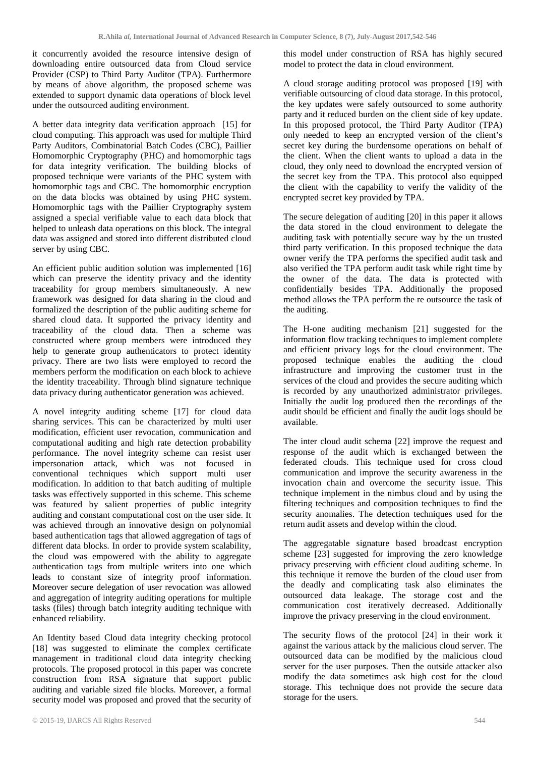it concurrently avoided the resource intensive design of downloading entire outsourced data from Cloud service Provider (CSP) to Third Party Auditor (TPA). Furthermore by means of above algorithm, the proposed scheme was extended to support dynamic data operations of block level under the outsourced auditing environment.

A better data integrity data verification approach [15] for cloud computing. This approach was used for multiple Third Party Auditors, Combinatorial Batch Codes (CBC), Paillier Homomorphic Cryptography (PHC) and homomorphic tags for data integrity verification. The building blocks of proposed technique were variants of the PHC system with homomorphic tags and CBC. The homomorphic encryption on the data blocks was obtained by using PHC system. Homomorphic tags with the Paillier Cryptography system assigned a special verifiable value to each data block that helped to unleash data operations on this block. The integral data was assigned and stored into different distributed cloud server by using CBC.

An efficient public audition solution was implemented [16] which can preserve the identity privacy and the identity traceability for group members simultaneously. A new framework was designed for data sharing in the cloud and formalized the description of the public auditing scheme for shared cloud data. It supported the privacy identity and traceability of the cloud data. Then a scheme was constructed where group members were introduced they help to generate group authenticators to protect identity privacy. There are two lists were employed to record the members perform the modification on each block to achieve the identity traceability. Through blind signature technique data privacy during authenticator generation was achieved.

A novel integrity auditing scheme [17] for cloud data sharing services. This can be characterized by multi user modification, efficient user revocation, communication and computational auditing and high rate detection probability performance. The novel integrity scheme can resist user impersonation attack, which was not focused in conventional techniques which support multi user modification. In addition to that batch auditing of multiple tasks was effectively supported in this scheme. This scheme was featured by salient properties of public integrity auditing and constant computational cost on the user side. It was achieved through an innovative design on polynomial based authentication tags that allowed aggregation of tags of different data blocks. In order to provide system scalability, the cloud was empowered with the ability to aggregate authentication tags from multiple writers into one which leads to constant size of integrity proof information. Moreover secure delegation of user revocation was allowed and aggregation of integrity auditing operations for multiple tasks (files) through batch integrity auditing technique with enhanced reliability.

An Identity based Cloud data integrity checking protocol [18] was suggested to eliminate the complex certificate management in traditional cloud data integrity checking protocols. The proposed protocol in this paper was concrete construction from RSA signature that support public auditing and variable sized file blocks. Moreover, a formal security model was proposed and proved that the security of this model under construction of RSA has highly secured model to protect the data in cloud environment.

A cloud storage auditing protocol was proposed [19] with verifiable outsourcing of cloud data storage. In this protocol, the key updates were safely outsourced to some authority party and it reduced burden on the client side of key update. In this proposed protocol, the Third Party Auditor (TPA) only needed to keep an encrypted version of the client's secret key during the burdensome operations on behalf of the client. When the client wants to upload a data in the cloud, they only need to download the encrypted version of the secret key from the TPA. This protocol also equipped the client with the capability to verify the validity of the encrypted secret key provided by TPA.

The secure delegation of auditing [20] in this paper it allows the data stored in the cloud environment to delegate the auditing task with potentially secure way by the un trusted third party verification. In this proposed technique the data owner verify the TPA performs the specified audit task and also verified the TPA perform audit task while right time by the owner of the data. The data is protected with confidentially besides TPA. Additionally the proposed method allows the TPA perform the re outsource the task of the auditing.

The H-one auditing mechanism [21] suggested for the information flow tracking techniques to implement complete and efficient privacy logs for the cloud environment. The proposed technique enables the auditing the cloud infrastructure and improving the customer trust in the services of the cloud and provides the secure auditing which is recorded by any unauthorized administrator privileges. Initially the audit log produced then the recordings of the audit should be efficient and finally the audit logs should be available.

The inter cloud audit schema [22] improve the request and response of the audit which is exchanged between the federated clouds. This technique used for cross cloud communication and improve the security awareness in the invocation chain and overcome the security issue. This technique implement in the nimbus cloud and by using the filtering techniques and composition techniques to find the security anomalies. The detection techniques used for the return audit assets and develop within the cloud.

The aggregatable signature based broadcast encryption scheme [23] suggested for improving the zero knowledge privacy preserving with efficient cloud auditing scheme. In this technique it remove the burden of the cloud user from the deadly and complicating task also eliminates the outsourced data leakage. The storage cost and the communication cost iteratively decreased. Additionally improve the privacy preserving in the cloud environment.

The security flows of the protocol [24] in their work it against the various attack by the malicious cloud server. The outsourced data can be modified by the malicious cloud server for the user purposes. Then the outside attacker also modify the data sometimes ask high cost for the cloud storage. This technique does not provide the secure data storage for the users.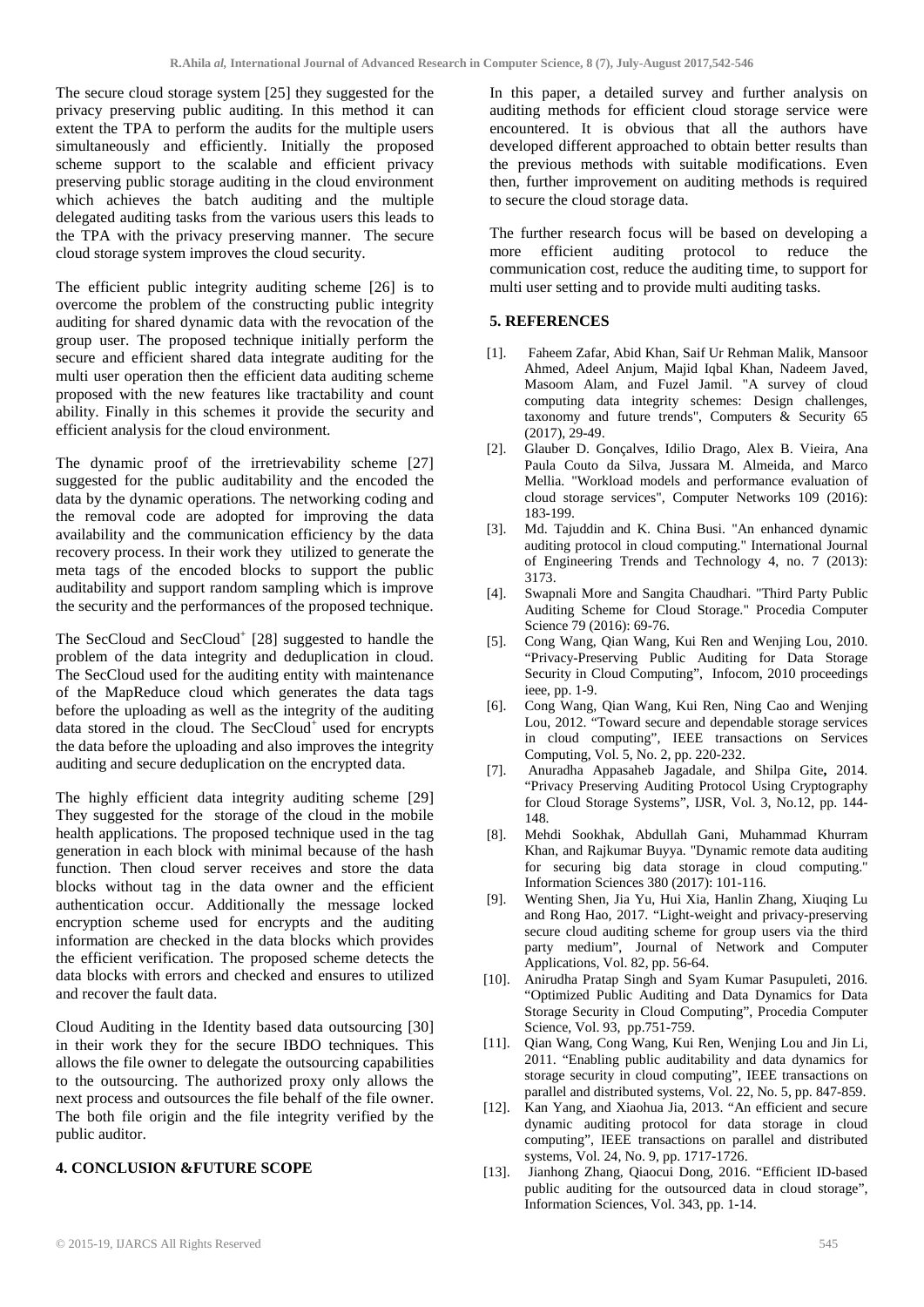The secure cloud storage system [25] they suggested for the privacy preserving public auditing. In this method it can extent the TPA to perform the audits for the multiple users simultaneously and efficiently. Initially the proposed scheme support to the scalable and efficient privacy preserving public storage auditing in the cloud environment which achieves the batch auditing and the multiple delegated auditing tasks from the various users this leads to the TPA with the privacy preserving manner. The secure cloud storage system improves the cloud security.

The efficient public integrity auditing scheme [26] is to overcome the problem of the constructing public integrity auditing for shared dynamic data with the revocation of the group user. The proposed technique initially perform the secure and efficient shared data integrate auditing for the multi user operation then the efficient data auditing scheme proposed with the new features like tractability and count ability. Finally in this schemes it provide the security and efficient analysis for the cloud environment.

The dynamic proof of the irretrievability scheme [27] suggested for the public auditability and the encoded the data by the dynamic operations. The networking coding and the removal code are adopted for improving the data availability and the communication efficiency by the data recovery process. In their work they utilized to generate the meta tags of the encoded blocks to support the public auditability and support random sampling which is improve the security and the performances of the proposed technique.

The SecCloud and SecCloud+ [28] suggested to handle the problem of the data integrity and deduplication in cloud. The SecCloud used for the auditing entity with maintenance of the MapReduce cloud which generates the data tags before the uploading as well as the integrity of the auditing data stored in the cloud. The SecCloud+ used for encrypts the data before the uploading and also improves the integrity auditing and secure deduplication on the encrypted data.

The highly efficient data integrity auditing scheme [29] They suggested for the storage of the cloud in the mobile health applications. The proposed technique used in the tag generation in each block with minimal because of the hash function. Then cloud server receives and store the data blocks without tag in the data owner and the efficient authentication occur. Additionally the message locked encryption scheme used for encrypts and the auditing information are checked in the data blocks which provides the efficient verification. The proposed scheme detects the data blocks with errors and checked and ensures to utilized and recover the fault data.

Cloud Auditing in the Identity based data outsourcing [30] in their work they for the secure IBDO techniques. This allows the file owner to delegate the outsourcing capabilities to the outsourcing. The authorized proxy only allows the next process and outsources the file behalf of the file owner. The both file origin and the file integrity verified by the public auditor.

## 4. CONCLUSION &FUTURE SCOPE

In this paper, a detailed survey and further analysis on auditing methods for efficient cloud storage service were encountered. It is obvious that all the authors have developed different approached to obtain better results than the previous methods with suitable modifications. Even then, further improvement on auditing methods is required to secure the cloud storage data.

The further research focus will be based on developing a more efficient auditing protocol to reduce the communication cost, reduce the auditing time, to support for multi user setting and to provide multi auditing tasks.

## 5. REFERENCES

[1]. Faheem Zafar, Abid Khan, Saif Ur Rehman Malik, Mansoor Ahmed, Adeel Anjum, Majid Iqbal Khan, Nadeem Javed, Masoom Alam, and Fuzel Jamil. "A survey of cloud computing data integrity schemes: Design challenges, taxonomy and future trends", Computers & Security 65 (2017), 29-49.

[2]. Glauber D. Gonçalves, Idilio Drago, Alex B. Vieira, Ana Paula Couto da Silva, Jussara M. Almeida, and Marco Mellia. "Workload models and performance evaluation of cloud storage services", Computer Networks 109 (2016): 183-199.

[3]. Md. Tajuddin and K. China Busi. "An enhanced dynamic auditing protocol in cloud computing." International Journal of Engineering Trends and Technology 4, no. 7 (2013): 3173.

[4]. Swapnali More and Sangita Chaudhari. "Third Party Public Auditing Scheme for Cloud Storage." Procedia Computer Science 79 (2016): 69-76.

[5]. Cong Wang, Qian Wang, Kui Ren and Wenjing Lou, 2010. "Privacy-Preserving Public Auditing for Data Storage Security in Cloud Computing", Infocom, 2010 proceedings ieee, pp. 1-9.

[6]. Cong Wang, Qian Wang, Kui Ren, Ning Cao and Wenjing Lou, 2012. "Toward secure and dependable storage services in cloud computing", IEEE transactions on Services Computing, Vol. 5, No. 2, pp. 220-232.

[7]. Anuradha Appasaheb Jagadale, and Shilpa Gite**,** 2014. "Privacy Preserving Auditing Protocol Using Cryptography for Cloud Storage Systems", IJSR, Vol. 3, No.12, pp. 144-148.

[8]. Mehdi Sookhak, Abdullah Gani, Muhammad Khurram Khan, and Rajkumar Buyya. "Dynamic remote data auditing for securing big data storage in cloud computing." Information Sciences 380 (2017): 101-116.

[9]. Wenting Shen, Jia Yu, Hui Xia, Hanlin Zhang, Xiuqing Lu and Rong Hao, 2017. "Light-weight and privacy-preserving secure cloud auditing scheme for group users via the third party medium", Journal of Network and Computer Applications, Vol. 82, pp. 56-64.

[10]. Anirudha Pratap Singh and Syam Kumar Pasupuleti, 2016. "Optimized Public Auditing and Data Dynamics for Data Storage Security in Cloud Computing", Procedia Computer Science, Vol. 93, pp.751-759.

[11]. Qian Wang, Cong Wang, Kui Ren, Wenjing Lou and Jin Li, 2011. "Enabling public auditability and data dynamics for storage security in cloud computing", IEEE transactions on parallel and distributed systems, Vol. 22, No. 5, pp. 847-859.

[12]. Kan Yang, and Xiaohua Jia, 2013. "An efficient and secure dynamic auditing protocol for data storage in cloud computing", IEEE transactions on parallel and distributed systems, Vol. 24, No. 9, pp. 1717-1726.

[13]. Jianhong Zhang, Qiaocui Dong, 2016. "Efficient ID-based public auditing for the outsourced data in cloud storage", Information Sciences, Vol. 343, pp. 1-14.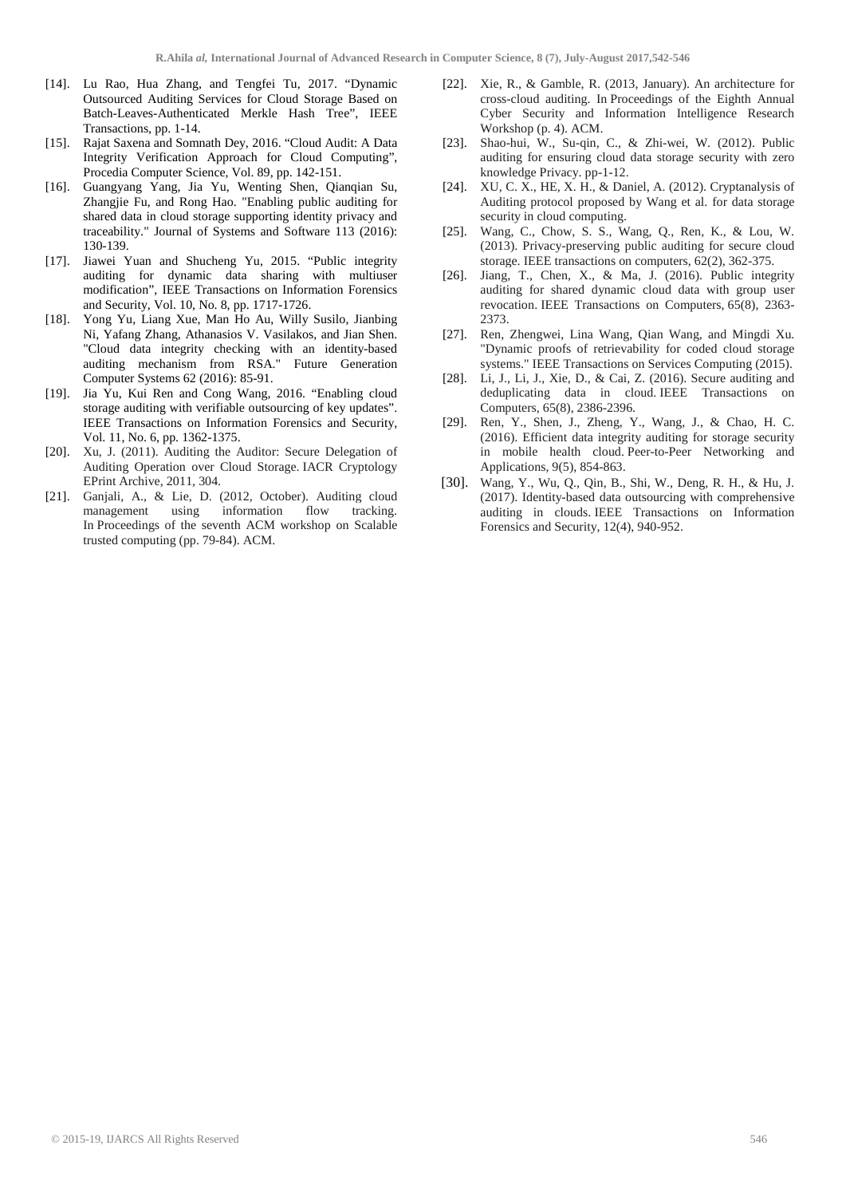[14]. Lu Rao, Hua Zhang, and Tengfei Tu, 2017. "Dynamic Outsourced Auditing Services for Cloud Storage Based on Batch-Leaves-Authenticated Merkle Hash Tree", IEEE Transactions, pp. 1-14.

[15]. Rajat Saxena and Somnath Dey, 2016. "Cloud Audit: A Data Integrity Verification Approach for Cloud Computing", Procedia Computer Science, Vol. 89, pp. 142-151.

[16]. Guangyang Yang, Jia Yu, Wenting Shen, Qianqian Su, Zhangjie Fu, and Rong Hao. "Enabling public auditing for shared data in cloud storage supporting identity privacy and traceability." Journal of Systems and Software 113 (2016): 130-139.

[17]. Jiawei Yuan and Shucheng Yu, 2015. "Public integrity auditing for dynamic data sharing with multiuser modification", IEEE Transactions on Information Forensics and Security, Vol. 10, No. 8, pp. 1717-1726.

[18]. Yong Yu, Liang Xue, Man Ho Au, Willy Susilo, Jianbing Ni, Yafang Zhang, Athanasios V. Vasilakos, and Jian Shen. "Cloud data integrity checking with an identity-based auditing mechanism from RSA." Future Generation Computer Systems 62 (2016): 85-91.

[19]. Jia Yu, Kui Ren and Cong Wang, 2016. "Enabling cloud storage auditing with verifiable outsourcing of key updates". IEEE Transactions on Information Forensics and Security, Vol. 11, No. 6, pp. 1362-1375.

[20]. Xu, J. (2011). Auditing the Auditor: Secure Delegation of Auditing Operation over Cloud Storage. IACR Cryptology EPrint Archive, 2011, 304.

[21]. Ganjali, A., & Lie, D. (2012, October). Auditing cloud management using information flow tracking. In Proceedings of the seventh ACM workshop on Scalable trusted computing (pp. 79-84). ACM.

[22]. Xie, R., & Gamble, R. (2013, January). An architecture for cross-cloud auditing. In Proceedings of the Eighth Annual Cyber Security and Information Intelligence Research Workshop (p. 4). ACM.

[23]. Shao-hui, W., Su-qin, C., & Zhi-wei, W. (2012). Public auditing for ensuring cloud data storage security with zero knowledge Privacy. pp-1-12.

[24]. XU, C. X., HE, X. H., & Daniel, A. (2012). Cryptanalysis of Auditing protocol proposed by Wang et al. for data storage security in cloud computing.

[25]. Wang, C., Chow, S. S., Wang, Q., Ren, K., & Lou, W. (2013). Privacy-preserving public auditing for secure cloud storage. IEEE transactions on computers, 62(2), 362-375.

[26]. Jiang, T., Chen, X., & Ma, J. (2016). Public integrity auditing for shared dynamic cloud data with group user revocation. IEEE Transactions on Computers, 65(8), 2363-2373.

[27]. Ren, Zhengwei, Lina Wang, Qian Wang, and Mingdi Xu. "Dynamic proofs of retrievability for coded cloud storage systems." IEEE Transactions on Services Computing (2015).

[28]. Li, J., Li, J., Xie, D., & Cai, Z. (2016). Secure auditing and deduplicating data in cloud. IEEE Transactions on Computers, 65(8), 2386-2396.

[29]. Ren, Y., Shen, J., Zheng, Y., Wang, J., & Chao, H. C. (2016). Efficient data integrity auditing for storage security in mobile health cloud. Peer-to-Peer Networking and Applications, 9(5), 854-863.

[30]. Wang, Y., Wu, Q., Qin, B., Shi, W., Deng, R. H., & Hu, J. (2017). Identity-based data outsourcing with comprehensive auditing in clouds. IEEE Transactions on Information Forensics and Security, 12(4), 940-952.